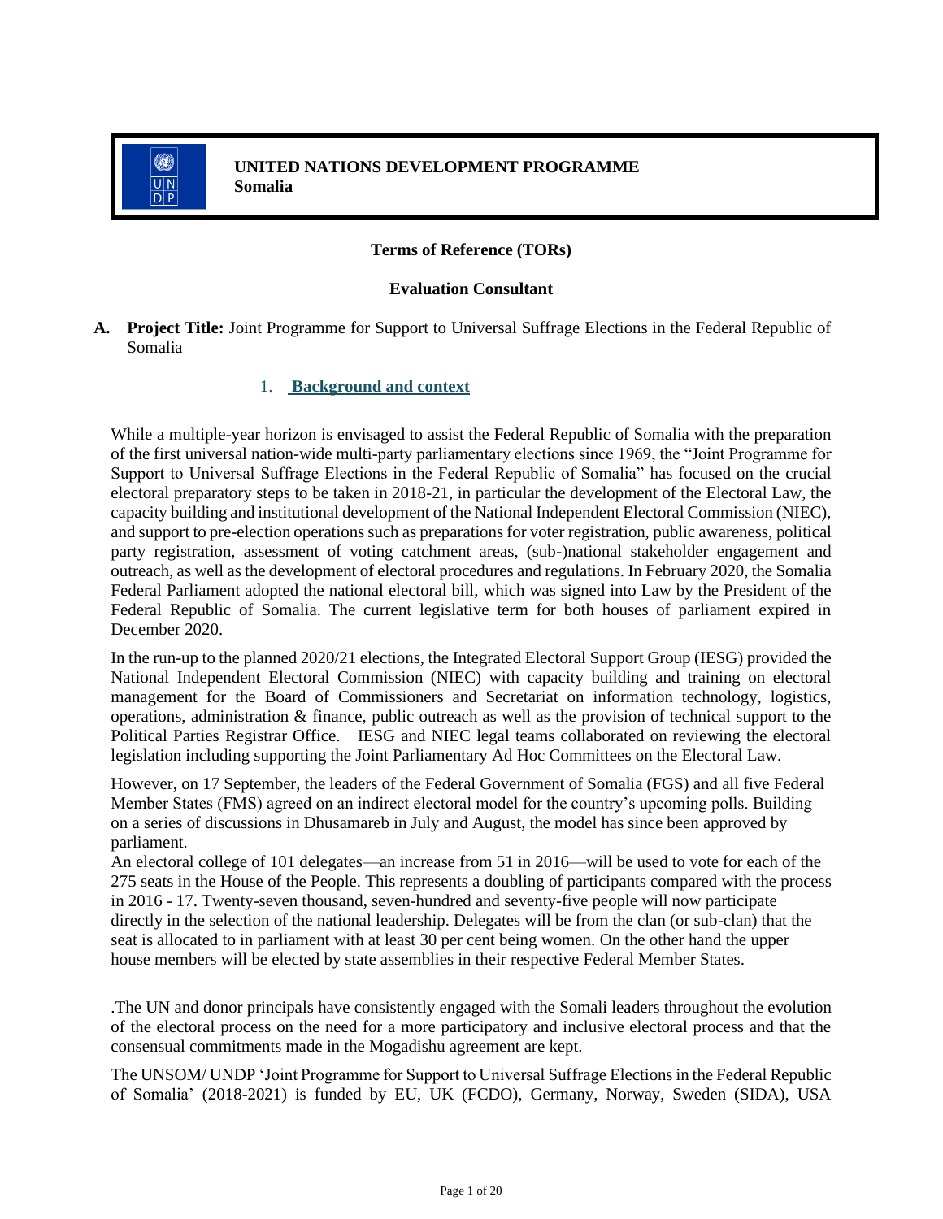**UNITED NATIONS DEVELOPMENT PROGRAMME**
**Somalia**

### Terms of Reference (TORs)

### Evaluation Consultant

**A. Project Title:** Joint Programme for Support to Universal Suffrage Elections in the Federal Republic of Somalia

## 1. Background and context

While a multiple-year horizon is envisaged to assist the Federal Republic of Somalia with the preparation of the first universal nation-wide multi-party parliamentary elections since 1969, the "Joint Programme for Support to Universal Suffrage Elections in the Federal Republic of Somalia" has focused on the crucial electoral preparatory steps to be taken in 2018-21, in particular the development of the Electoral Law, the capacity building and institutional development of the National Independent Electoral Commission (NIEC), and support to pre-election operations such as preparations for voter registration, public awareness, political party registration, assessment of voting catchment areas, (sub-)national stakeholder engagement and outreach, as well as the development of electoral procedures and regulations. In February 2020, the Somalia Federal Parliament adopted the national electoral bill, which was signed into Law by the President of the Federal Republic of Somalia. The current legislative term for both houses of parliament expired in December 2020.

In the run-up to the planned 2020/21 elections, the Integrated Electoral Support Group (IESG) provided the National Independent Electoral Commission (NIEC) with capacity building and training on electoral management for the Board of Commissioners and Secretariat on information technology, logistics, operations, administration & finance, public outreach as well as the provision of technical support to the Political Parties Registrar Office. IESG and NIEC legal teams collaborated on reviewing the electoral legislation including supporting the Joint Parliamentary Ad Hoc Committees on the Electoral Law.

However, on 17 September, the leaders of the Federal Government of Somalia (FGS) and all five Federal Member States (FMS) agreed on an indirect electoral model for the country's upcoming polls. Building on a series of discussions in Dhusamareb in July and August, the model has since been approved by parliament.
An electoral college of 101 delegates—an increase from 51 in 2016—will be used to vote for each of the 275 seats in the House of the People. This represents a doubling of participants compared with the process in 2016 - 17. Twenty-seven thousand, seven-hundred and seventy-five people will now participate directly in the selection of the national leadership. Delegates will be from the clan (or sub-clan) that the seat is allocated to in parliament with at least 30 per cent being women. On the other hand the upper house members will be elected by state assemblies in their respective Federal Member States.

.The UN and donor principals have consistently engaged with the Somali leaders throughout the evolution of the electoral process on the need for a more participatory and inclusive electoral process and that the consensual commitments made in the Mogadishu agreement are kept.

The UNSOM/ UNDP 'Joint Programme for Support to Universal Suffrage Elections in the Federal Republic of Somalia' (2018-2021) is funded by EU, UK (FCDO), Germany, Norway, Sweden (SIDA), USA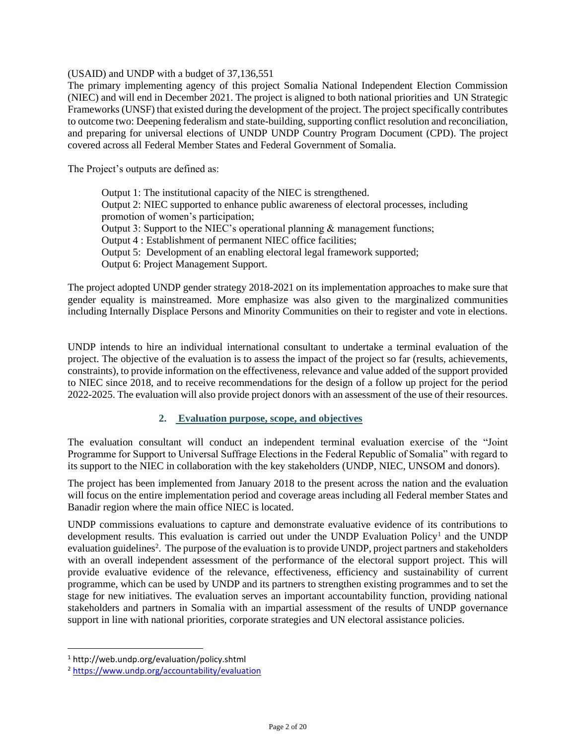(USAID) and UNDP with a budget of 37,136,551

The primary implementing agency of this project Somalia National Independent Election Commission (NIEC) and will end in December 2021. The project is aligned to both national priorities and UN Strategic Frameworks (UNSF) that existed during the development of the project. The project specifically contributes to outcome two: Deepening federalism and state-building, supporting conflict resolution and reconciliation, and preparing for universal elections of UNDP UNDP Country Program Document (CPD). The project covered across all Federal Member States and Federal Government of Somalia.

The Project's outputs are defined as:

> Output 1: The institutional capacity of the NIEC is strengthened.
> Output 2: NIEC supported to enhance public awareness of electoral processes, including promotion of women's participation;
> Output 3: Support to the NIEC's operational planning & management functions;
> Output 4 : Establishment of permanent NIEC office facilities;
> Output 5: Development of an enabling electoral legal framework supported;
> Output 6: Project Management Support.

The project adopted UNDP gender strategy 2018-2021 on its implementation approaches to make sure that gender equality is mainstreamed. More emphasize was also given to the marginalized communities including Internally Displace Persons and Minority Communities on their to register and vote in elections.

UNDP intends to hire an individual international consultant to undertake a terminal evaluation of the project. The objective of the evaluation is to assess the impact of the project so far (results, achievements, constraints), to provide information on the effectiveness, relevance and value added of the support provided to NIEC since 2018, and to receive recommendations for the design of a follow up project for the period 2022-2025. The evaluation will also provide project donors with an assessment of the use of their resources.

## 2. Evaluation purpose, scope, and objectives

The evaluation consultant will conduct an independent terminal evaluation exercise of the "Joint Programme for Support to Universal Suffrage Elections in the Federal Republic of Somalia" with regard to its support to the NIEC in collaboration with the key stakeholders (UNDP, NIEC, UNSOM and donors).

The project has been implemented from January 2018 to the present across the nation and the evaluation will focus on the entire implementation period and coverage areas including all Federal member States and Banadir region where the main office NIEC is located.

UNDP commissions evaluations to capture and demonstrate evaluative evidence of its contributions to development results. This evaluation is carried out under the UNDP Evaluation Policy[1] and the UNDP evaluation guidelines[2]. The purpose of the evaluation is to provide UNDP, project partners and stakeholders with an overall independent assessment of the performance of the electoral support project. This will provide evaluative evidence of the relevance, effectiveness, efficiency and sustainability of current programme, which can be used by UNDP and its partners to strengthen existing programmes and to set the stage for new initiatives. The evaluation serves an important accountability function, providing national stakeholders and partners in Somalia with an impartial assessment of the results of UNDP governance support in line with national priorities, corporate strategies and UN electoral assistance policies.

---

[1] http://web.undp.org/evaluation/policy.shtml

[2] https://www.undp.org/accountability/evaluation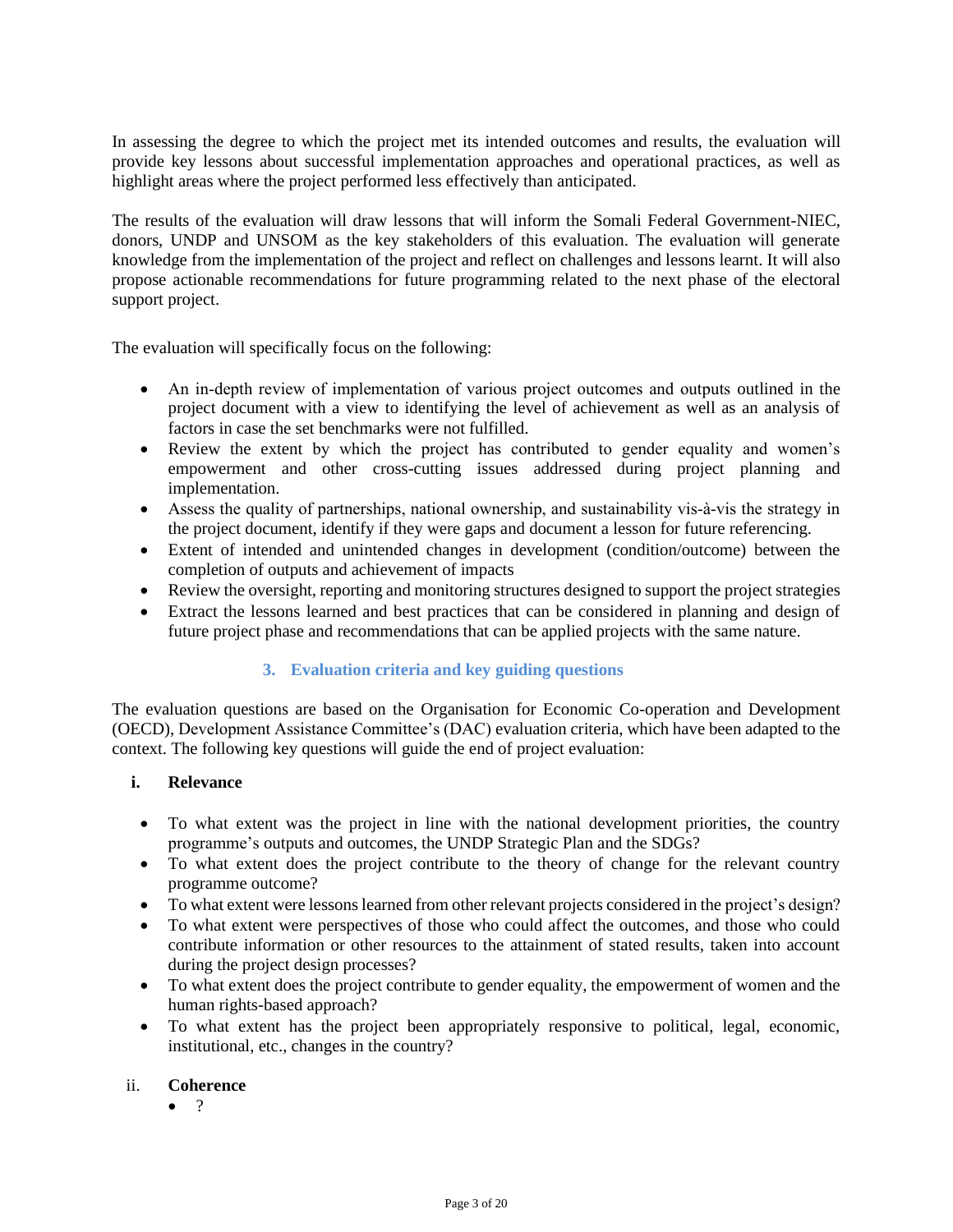In assessing the degree to which the project met its intended outcomes and results, the evaluation will provide key lessons about successful implementation approaches and operational practices, as well as highlight areas where the project performed less effectively than anticipated.

The results of the evaluation will draw lessons that will inform the Somali Federal Government-NIEC, donors, UNDP and UNSOM as the key stakeholders of this evaluation. The evaluation will generate knowledge from the implementation of the project and reflect on challenges and lessons learnt. It will also propose actionable recommendations for future programming related to the next phase of the electoral support project.

The evaluation will specifically focus on the following:

- An in-depth review of implementation of various project outcomes and outputs outlined in the project document with a view to identifying the level of achievement as well as an analysis of factors in case the set benchmarks were not fulfilled.
- Review the extent by which the project has contributed to gender equality and women's empowerment and other cross-cutting issues addressed during project planning and implementation.
- Assess the quality of partnerships, national ownership, and sustainability vis-à-vis the strategy in the project document, identify if they were gaps and document a lesson for future referencing.
- Extent of intended and unintended changes in development (condition/outcome) between the completion of outputs and achievement of impacts
- Review the oversight, reporting and monitoring structures designed to support the project strategies
- Extract the lessons learned and best practices that can be considered in planning and design of future project phase and recommendations that can be applied projects with the same nature.

## 3. Evaluation criteria and key guiding questions

The evaluation questions are based on the Organisation for Economic Co-operation and Development (OECD), Development Assistance Committee's (DAC) evaluation criteria, which have been adapted to the context. The following key questions will guide the end of project evaluation:

### i. Relevance

- To what extent was the project in line with the national development priorities, the country programme's outputs and outcomes, the UNDP Strategic Plan and the SDGs?
- To what extent does the project contribute to the theory of change for the relevant country programme outcome?
- To what extent were lessons learned from other relevant projects considered in the project's design?
- To what extent were perspectives of those who could affect the outcomes, and those who could contribute information or other resources to the attainment of stated results, taken into account during the project design processes?
- To what extent does the project contribute to gender equality, the empowerment of women and the human rights-based approach?
- To what extent has the project been appropriately responsive to political, legal, economic, institutional, etc., changes in the country?

### ii. Coherence

- ?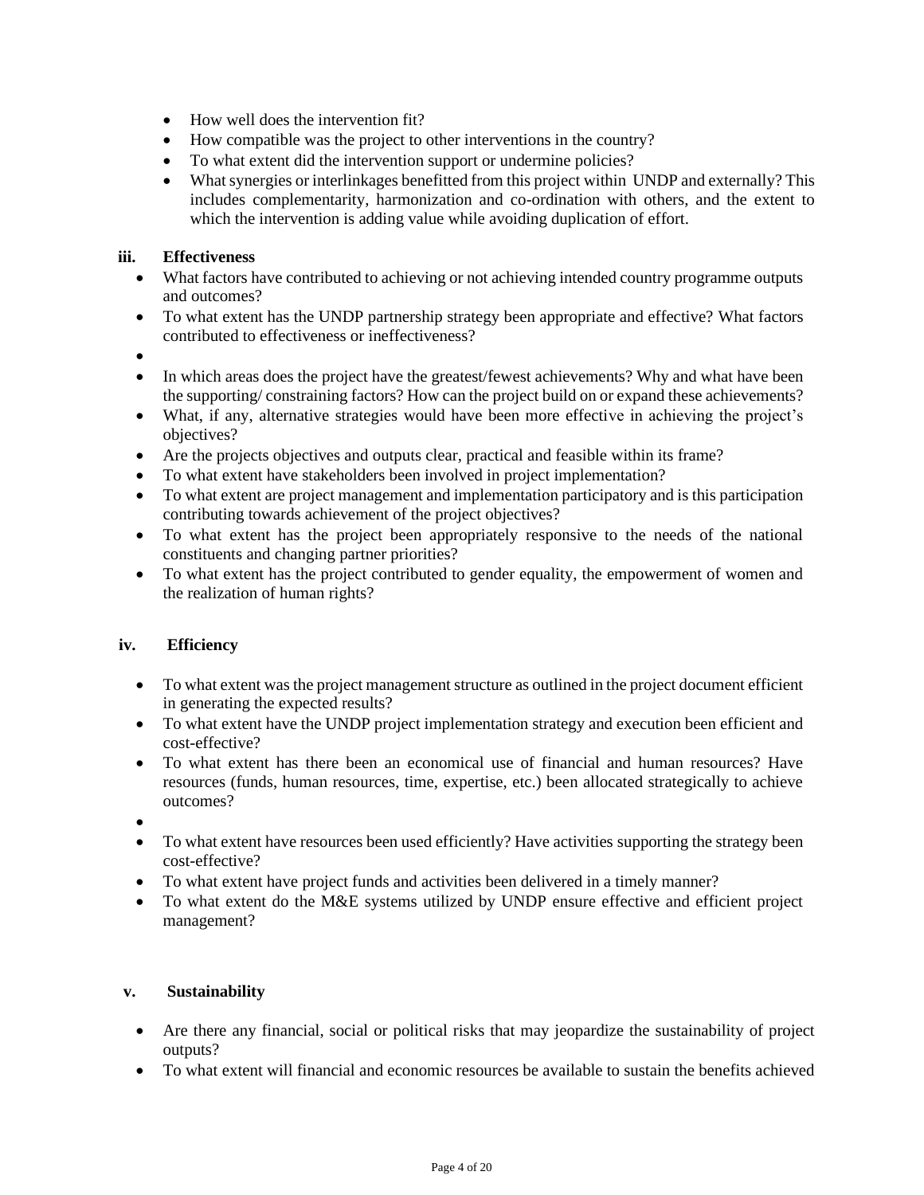- How well does the intervention fit?
- How compatible was the project to other interventions in the country?
- To what extent did the intervention support or undermine policies?
- What synergies or interlinkages benefitted from this project within UNDP and externally? This includes complementarity, harmonization and co-ordination with others, and the extent to which the intervention is adding value while avoiding duplication of effort.

**iii. Effectiveness**

- What factors have contributed to achieving or not achieving intended country programme outputs and outcomes?
- To what extent has the UNDP partnership strategy been appropriate and effective? What factors contributed to effectiveness or ineffectiveness?
- 
- In which areas does the project have the greatest/fewest achievements? Why and what have been the supporting/ constraining factors? How can the project build on or expand these achievements?
- What, if any, alternative strategies would have been more effective in achieving the project's objectives?
- Are the projects objectives and outputs clear, practical and feasible within its frame?
- To what extent have stakeholders been involved in project implementation?
- To what extent are project management and implementation participatory and is this participation contributing towards achievement of the project objectives?
- To what extent has the project been appropriately responsive to the needs of the national constituents and changing partner priorities?
- To what extent has the project contributed to gender equality, the empowerment of women and the realization of human rights?

**iv. Efficiency**

- To what extent was the project management structure as outlined in the project document efficient in generating the expected results?
- To what extent have the UNDP project implementation strategy and execution been efficient and cost-effective?
- To what extent has there been an economical use of financial and human resources? Have resources (funds, human resources, time, expertise, etc.) been allocated strategically to achieve outcomes?
- 
- To what extent have resources been used efficiently? Have activities supporting the strategy been cost-effective?
- To what extent have project funds and activities been delivered in a timely manner?
- To what extent do the M&E systems utilized by UNDP ensure effective and efficient project management?

**v. Sustainability**

- Are there any financial, social or political risks that may jeopardize the sustainability of project outputs?
- To what extent will financial and economic resources be available to sustain the benefits achieved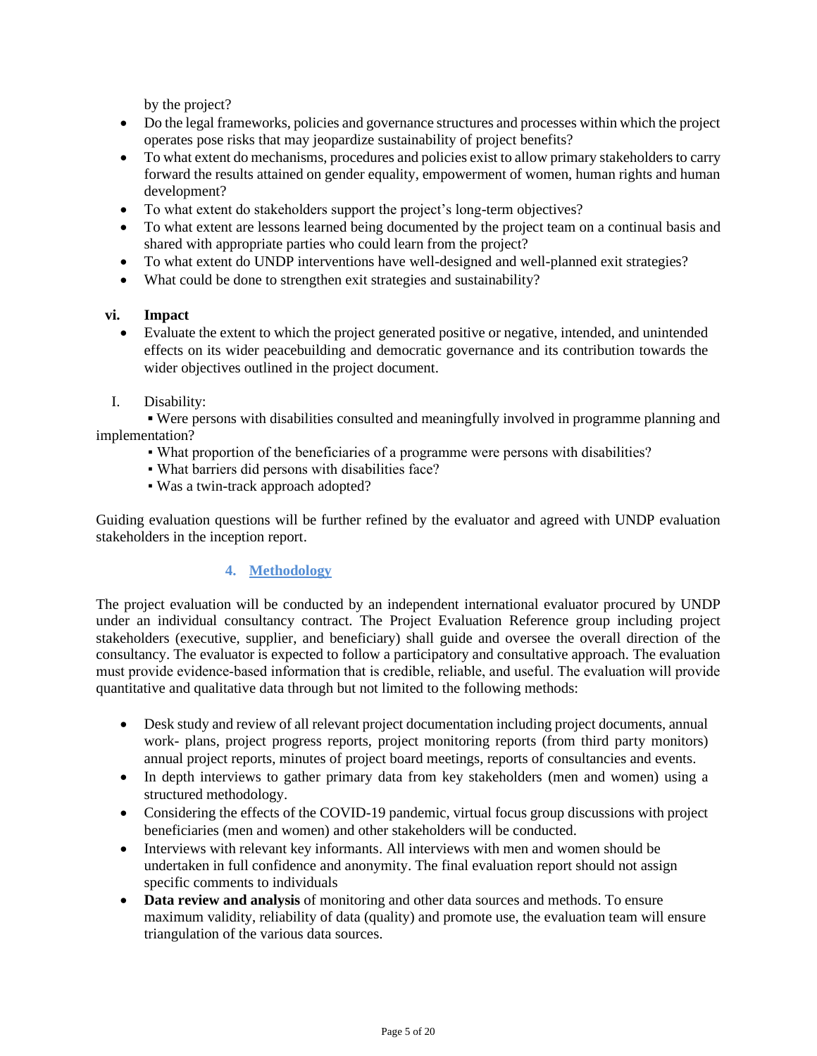by the project?

- Do the legal frameworks, policies and governance structures and processes within which the project operates pose risks that may jeopardize sustainability of project benefits?
- To what extent do mechanisms, procedures and policies exist to allow primary stakeholders to carry forward the results attained on gender equality, empowerment of women, human rights and human development?
- To what extent do stakeholders support the project's long-term objectives?
- To what extent are lessons learned being documented by the project team on a continual basis and shared with appropriate parties who could learn from the project?
- To what extent do UNDP interventions have well-designed and well-planned exit strategies?
- What could be done to strengthen exit strategies and sustainability?

**vi. Impact**

- Evaluate the extent to which the project generated positive or negative, intended, and unintended effects on its wider peacebuilding and democratic governance and its contribution towards the wider objectives outlined in the project document.

I. Disability:

▪ Were persons with disabilities consulted and meaningfully involved in programme planning and implementation?

▪ What proportion of the beneficiaries of a programme were persons with disabilities?

▪ What barriers did persons with disabilities face?

▪ Was a twin-track approach adopted?

Guiding evaluation questions will be further refined by the evaluator and agreed with UNDP evaluation stakeholders in the inception report.

## 4. Methodology

The project evaluation will be conducted by an independent international evaluator procured by UNDP under an individual consultancy contract. The Project Evaluation Reference group including project stakeholders (executive, supplier, and beneficiary) shall guide and oversee the overall direction of the consultancy. The evaluator is expected to follow a participatory and consultative approach. The evaluation must provide evidence-based information that is credible, reliable, and useful. The evaluation will provide quantitative and qualitative data through but not limited to the following methods:

- Desk study and review of all relevant project documentation including project documents, annual work- plans, project progress reports, project monitoring reports (from third party monitors) annual project reports, minutes of project board meetings, reports of consultancies and events.
- In depth interviews to gather primary data from key stakeholders (men and women) using a structured methodology.
- Considering the effects of the COVID-19 pandemic, virtual focus group discussions with project beneficiaries (men and women) and other stakeholders will be conducted.
- Interviews with relevant key informants. All interviews with men and women should be undertaken in full confidence and anonymity. The final evaluation report should not assign specific comments to individuals
- **Data review and analysis** of monitoring and other data sources and methods. To ensure maximum validity, reliability of data (quality) and promote use, the evaluation team will ensure triangulation of the various data sources.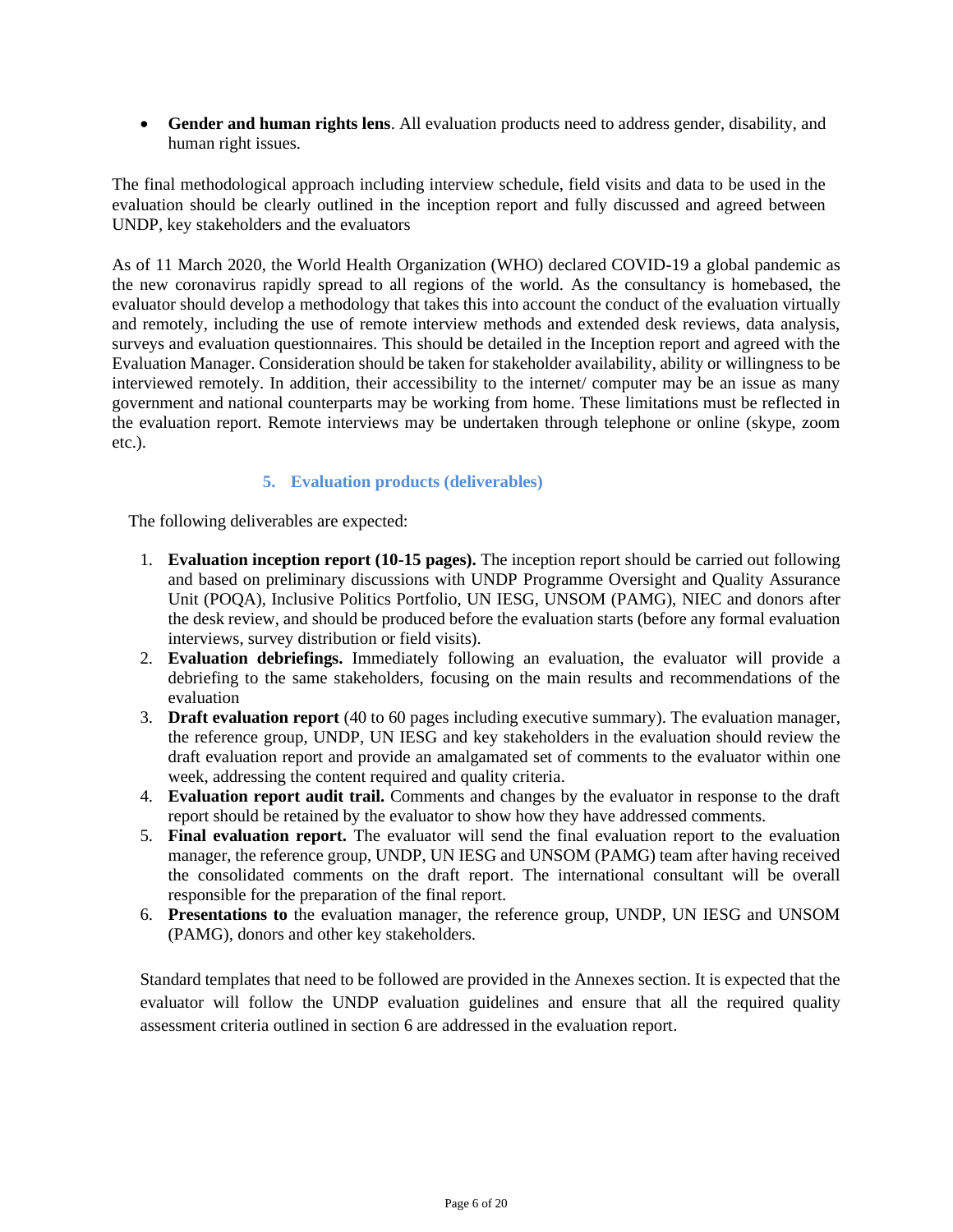- **Gender and human rights lens**. All evaluation products need to address gender, disability, and human right issues.

The final methodological approach including interview schedule, field visits and data to be used in the evaluation should be clearly outlined in the inception report and fully discussed and agreed between UNDP, key stakeholders and the evaluators

As of 11 March 2020, the World Health Organization (WHO) declared COVID-19 a global pandemic as the new coronavirus rapidly spread to all regions of the world. As the consultancy is homebased, the evaluator should develop a methodology that takes this into account the conduct of the evaluation virtually and remotely, including the use of remote interview methods and extended desk reviews, data analysis, surveys and evaluation questionnaires. This should be detailed in the Inception report and agreed with the Evaluation Manager. Consideration should be taken for stakeholder availability, ability or willingness to be interviewed remotely. In addition, their accessibility to the internet/ computer may be an issue as many government and national counterparts may be working from home. These limitations must be reflected in the evaluation report. Remote interviews may be undertaken through telephone or online (skype, zoom etc.).

## 5. Evaluation products (deliverables)

The following deliverables are expected:

1. **Evaluation inception report (10-15 pages).** The inception report should be carried out following and based on preliminary discussions with UNDP Programme Oversight and Quality Assurance Unit (POQA), Inclusive Politics Portfolio, UN IESG, UNSOM (PAMG), NIEC and donors after the desk review, and should be produced before the evaluation starts (before any formal evaluation interviews, survey distribution or field visits).
2. **Evaluation debriefings.** Immediately following an evaluation, the evaluator will provide a debriefing to the same stakeholders, focusing on the main results and recommendations of the evaluation
3. **Draft evaluation report** (40 to 60 pages including executive summary). The evaluation manager, the reference group, UNDP, UN IESG and key stakeholders in the evaluation should review the draft evaluation report and provide an amalgamated set of comments to the evaluator within one week, addressing the content required and quality criteria.
4. **Evaluation report audit trail.** Comments and changes by the evaluator in response to the draft report should be retained by the evaluator to show how they have addressed comments.
5. **Final evaluation report.** The evaluator will send the final evaluation report to the evaluation manager, the reference group, UNDP, UN IESG and UNSOM (PAMG) team after having received the consolidated comments on the draft report. The international consultant will be overall responsible for the preparation of the final report.
6. **Presentations to** the evaluation manager, the reference group, UNDP, UN IESG and UNSOM (PAMG), donors and other key stakeholders.

Standard templates that need to be followed are provided in the Annexes section. It is expected that the evaluator will follow the UNDP evaluation guidelines and ensure that all the required quality assessment criteria outlined in section 6 are addressed in the evaluation report.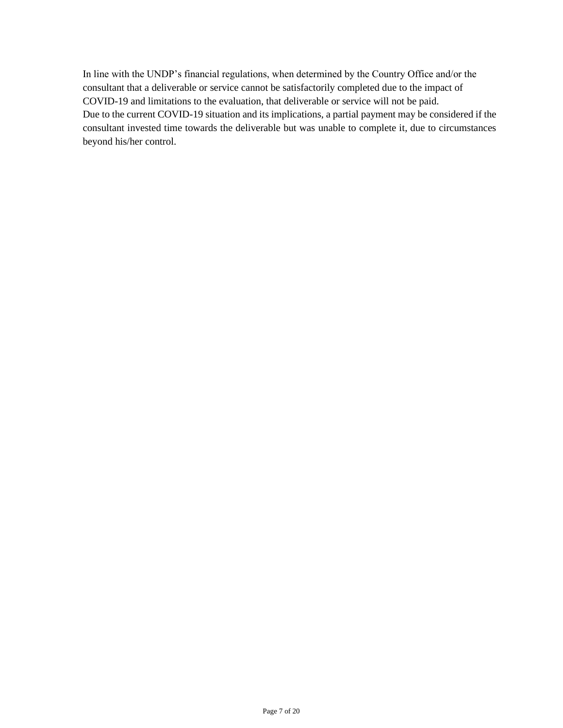In line with the UNDP's financial regulations, when determined by the Country Office and/or the consultant that a deliverable or service cannot be satisfactorily completed due to the impact of COVID-19 and limitations to the evaluation, that deliverable or service will not be paid.
Due to the current COVID-19 situation and its implications, a partial payment may be considered if the consultant invested time towards the deliverable but was unable to complete it, due to circumstances beyond his/her control.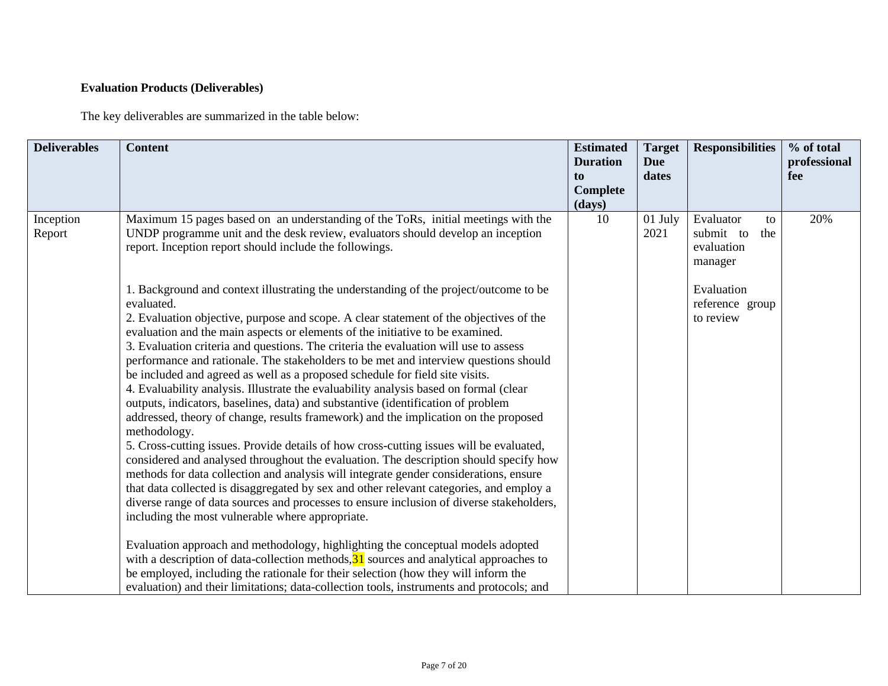**Evaluation Products (Deliverables)**

The key deliverables are summarized in the table below:

| Deliverables | Content | Estimated Duration to Complete (days) | Target Due dates | Responsibilities | % of total professional fee |
|---|---|---|---|---|---|
| Inception Report | Maximum 15 pages based on an understanding of the ToRs, initial meetings with the UNDP programme unit and the desk review, evaluators should develop an inception report. Inception report should include the followings.<br><br>1. Background and context illustrating the understanding of the project/outcome to be evaluated.<br>2. Evaluation objective, purpose and scope. A clear statement of the objectives of the evaluation and the main aspects or elements of the initiative to be examined.<br>3. Evaluation criteria and questions. The criteria the evaluation will use to assess performance and rationale. The stakeholders to be met and interview questions should be included and agreed as well as a proposed schedule for field site visits.<br>4. Evaluability analysis. Illustrate the evaluability analysis based on formal (clear outputs, indicators, baselines, data) and substantive (identification of problem addressed, theory of change, results framework) and the implication on the proposed methodology.<br>5. Cross-cutting issues. Provide details of how cross-cutting issues will be evaluated, considered and analysed throughout the evaluation. The description should specify how methods for data collection and analysis will integrate gender considerations, ensure that data collected is disaggregated by sex and other relevant categories, and employ a diverse range of data sources and processes to ensure inclusion of diverse stakeholders, including the most vulnerable where appropriate.<br><br>Evaluation approach and methodology, highlighting the conceptual models adopted with a description of data-collection methods,[31] sources and analytical approaches to be employed, including the rationale for their selection (how they will inform the evaluation) and their limitations; data-collection tools, instruments and protocols; and | 10 | 01 July 2021 | Evaluator to submit to the evaluation manager<br><br>Evaluation reference group to review | 20% |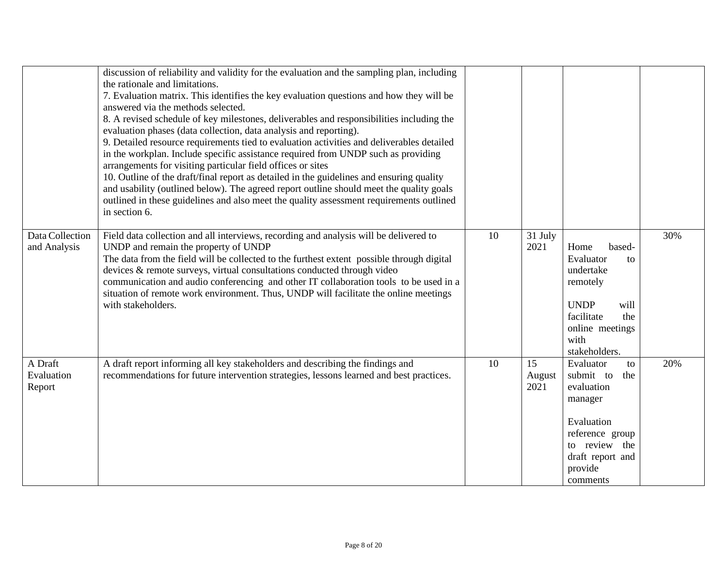| | | | | | |
|---|---|---|---|---|---|
| | discussion of reliability and validity for the evaluation and the sampling plan, including the rationale and limitations.<br>7. Evaluation matrix. This identifies the key evaluation questions and how they will be answered via the methods selected.<br>8. A revised schedule of key milestones, deliverables and responsibilities including the evaluation phases (data collection, data analysis and reporting).<br>9. Detailed resource requirements tied to evaluation activities and deliverables detailed in the workplan. Include specific assistance required from UNDP such as providing arrangements for visiting particular field offices or sites<br>10. Outline of the draft/final report as detailed in the guidelines and ensuring quality and usability (outlined below). The agreed report outline should meet the quality goals outlined in these guidelines and also meet the quality assessment requirements outlined in section 6. | | | | |
| Data Collection and Analysis | Field data collection and all interviews, recording and analysis will be delivered to UNDP and remain the property of UNDP<br>The data from the field will be collected to the furthest extent possible through digital devices & remote surveys, virtual consultations conducted through video communication and audio conferencing and other IT collaboration tools to be used in a situation of remote work environment. Thus, UNDP will facilitate the online meetings with stakeholders. | 10 | 31 July 2021 | Home based- Evaluator to undertake remotely<br><br>UNDP will facilitate the online meetings with stakeholders. | 30% |
| A Draft Evaluation Report | A draft report informing all key stakeholders and describing the findings and recommendations for future intervention strategies, lessons learned and best practices. | 10 | 15 August 2021 | Evaluator to submit to the evaluation manager<br><br>Evaluation reference group to review the draft report and provide comments | 20% |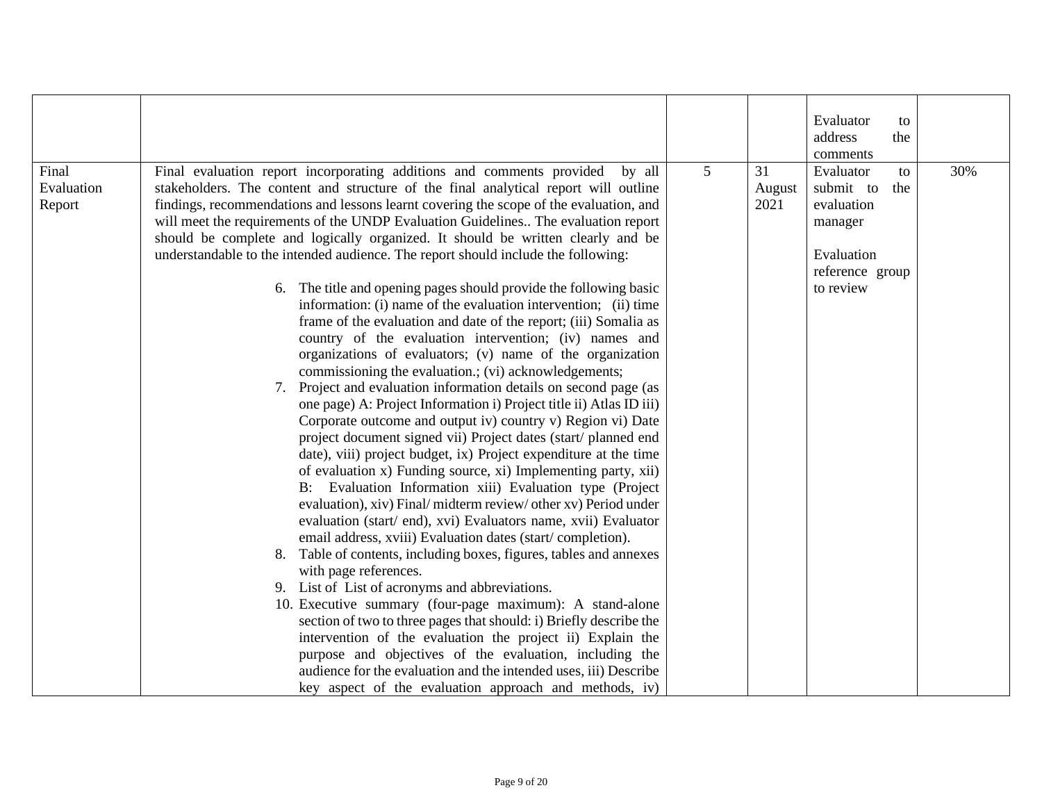| | | | | | |
|---|---|---|---|---|---|
| | | | | Evaluator to address the comments | |
| Final Evaluation Report | Final evaluation report incorporating additions and comments provided by all stakeholders. The content and structure of the final analytical report will outline findings, recommendations and lessons learnt covering the scope of the evaluation, and will meet the requirements of the UNDP Evaluation Guidelines.. The evaluation report should be complete and logically organized. It should be written clearly and be understandable to the intended audience. The report should include the following:<br><br>6. The title and opening pages should provide the following basic information: (i) name of the evaluation intervention; (ii) time frame of the evaluation and date of the report; (iii) Somalia as country of the evaluation intervention; (iv) names and organizations of evaluators; (v) name of the organization commissioning the evaluation.; (vi) acknowledgements;<br>7. Project and evaluation information details on second page (as one page) A: Project Information i) Project title ii) Atlas ID iii) Corporate outcome and output iv) country v) Region vi) Date project document signed vii) Project dates (start/ planned end date), viii) project budget, ix) Project expenditure at the time of evaluation x) Funding source, xi) Implementing party, xii) B: Evaluation Information xiii) Evaluation type (Project evaluation), xiv) Final/ midterm review/ other xv) Period under evaluation (start/ end), xvi) Evaluators name, xvii) Evaluator email address, xviii) Evaluation dates (start/ completion).<br>8. Table of contents, including boxes, figures, tables and annexes with page references.<br>9. List of List of acronyms and abbreviations.<br>10. Executive summary (four-page maximum): A stand-alone section of two to three pages that should: i) Briefly describe the intervention of the evaluation the project ii) Explain the purpose and objectives of the evaluation, including the audience for the evaluation and the intended uses, iii) Describe key aspect of the evaluation approach and methods, iv) | 5 | 31 August 2021 | Evaluator to submit to the evaluation manager<br><br>Evaluation reference group to review | 30% |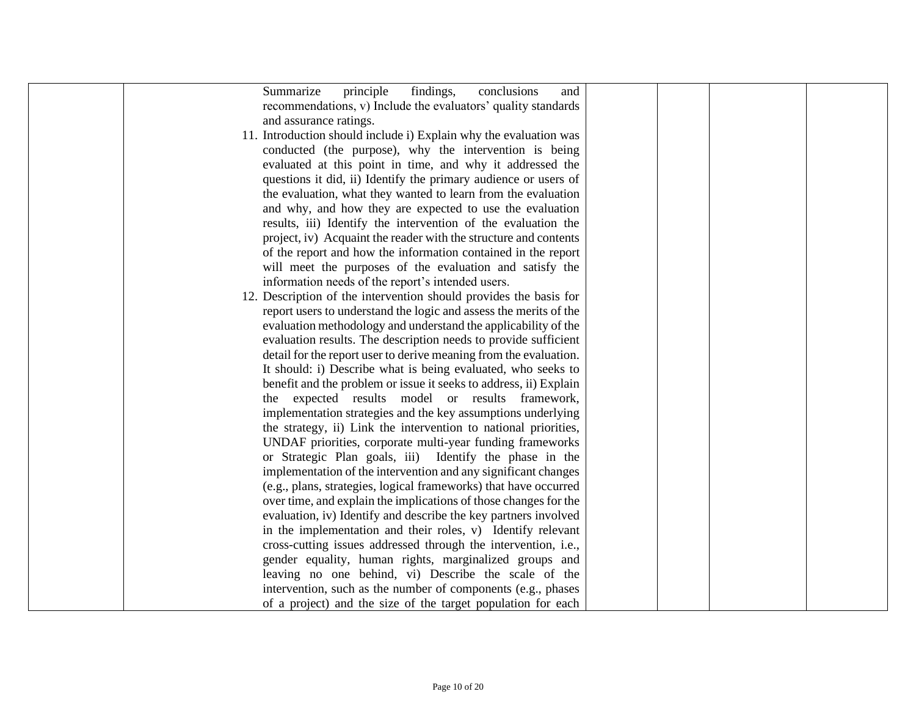| | | | | | | |
|---|---|---|---|---|---|---|
| | | Summarize principle findings, conclusions and recommendations, v) Include the evaluators' quality standards and assurance ratings.<br>11. Introduction should include i) Explain why the evaluation was conducted (the purpose), why the intervention is being evaluated at this point in time, and why it addressed the questions it did, ii) Identify the primary audience or users of the evaluation, what they wanted to learn from the evaluation and why, and how they are expected to use the evaluation results, iii) Identify the intervention of the evaluation the project, iv) Acquaint the reader with the structure and contents of the report and how the information contained in the report will meet the purposes of the evaluation and satisfy the information needs of the report's intended users.<br>12. Description of the intervention should provides the basis for report users to understand the logic and assess the merits of the evaluation methodology and understand the applicability of the evaluation results. The description needs to provide sufficient detail for the report user to derive meaning from the evaluation. It should: i) Describe what is being evaluated, who seeks to benefit and the problem or issue it seeks to address, ii) Explain the expected results model or results framework, implementation strategies and the key assumptions underlying the strategy, ii) Link the intervention to national priorities, UNDAF priorities, corporate multi-year funding frameworks or Strategic Plan goals, iii) Identify the phase in the implementation of the intervention and any significant changes (e.g., plans, strategies, logical frameworks) that have occurred over time, and explain the implications of those changes for the evaluation, iv) Identify and describe the key partners involved in the implementation and their roles, v) Identify relevant cross-cutting issues addressed through the intervention, i.e., gender equality, human rights, marginalized groups and leaving no one behind, vi) Describe the scale of the intervention, such as the number of components (e.g., phases of a project) and the size of the target population for each | | | | |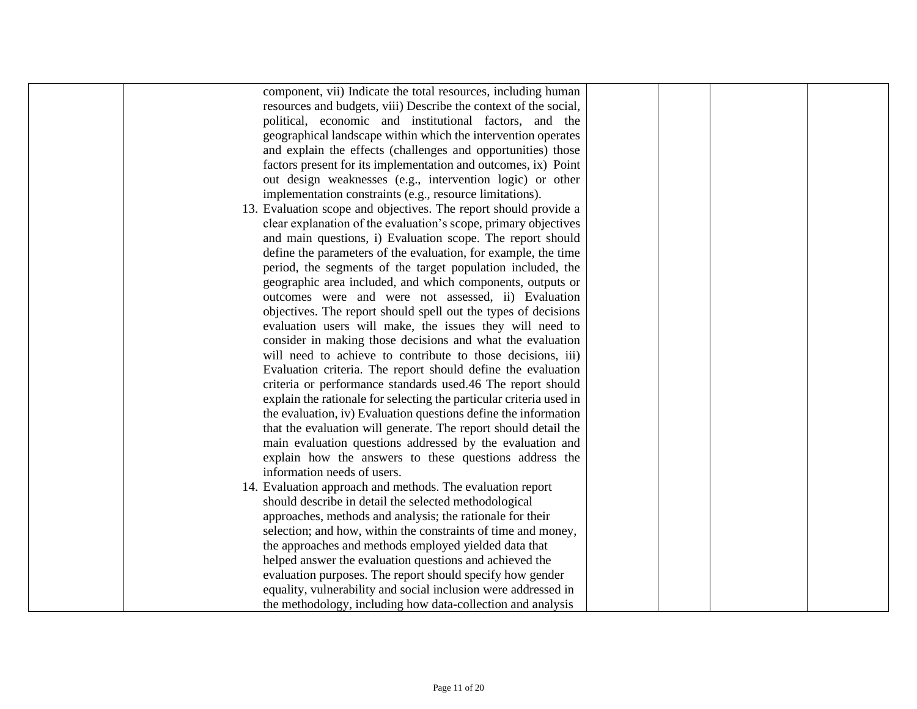| | | | | | |
|---|---|---|---|---|---|
| | component, vii) Indicate the total resources, including human resources and budgets, viii) Describe the context of the social, political, economic and institutional factors, and the geographical landscape within which the intervention operates and explain the effects (challenges and opportunities) those factors present for its implementation and outcomes, ix) Point out design weaknesses (e.g., intervention logic) or other implementation constraints (e.g., resource limitations).<br>13. Evaluation scope and objectives. The report should provide a clear explanation of the evaluation's scope, primary objectives and main questions, i) Evaluation scope. The report should define the parameters of the evaluation, for example, the time period, the segments of the target population included, the geographic area included, and which components, outputs or outcomes were and were not assessed, ii) Evaluation objectives. The report should spell out the types of decisions evaluation users will make, the issues they will need to consider in making those decisions and what the evaluation will need to achieve to contribute to those decisions, iii) Evaluation criteria. The report should define the evaluation criteria or performance standards used.46 The report should explain the rationale for selecting the particular criteria used in the evaluation, iv) Evaluation questions define the information that the evaluation will generate. The report should detail the main evaluation questions addressed by the evaluation and explain how the answers to these questions address the information needs of users.<br>14. Evaluation approach and methods. The evaluation report should describe in detail the selected methodological approaches, methods and analysis; the rationale for their selection; and how, within the constraints of time and money, the approaches and methods employed yielded data that helped answer the evaluation questions and achieved the evaluation purposes. The report should specify how gender equality, vulnerability and social inclusion were addressed in the methodology, including how data-collection and analysis | | | | |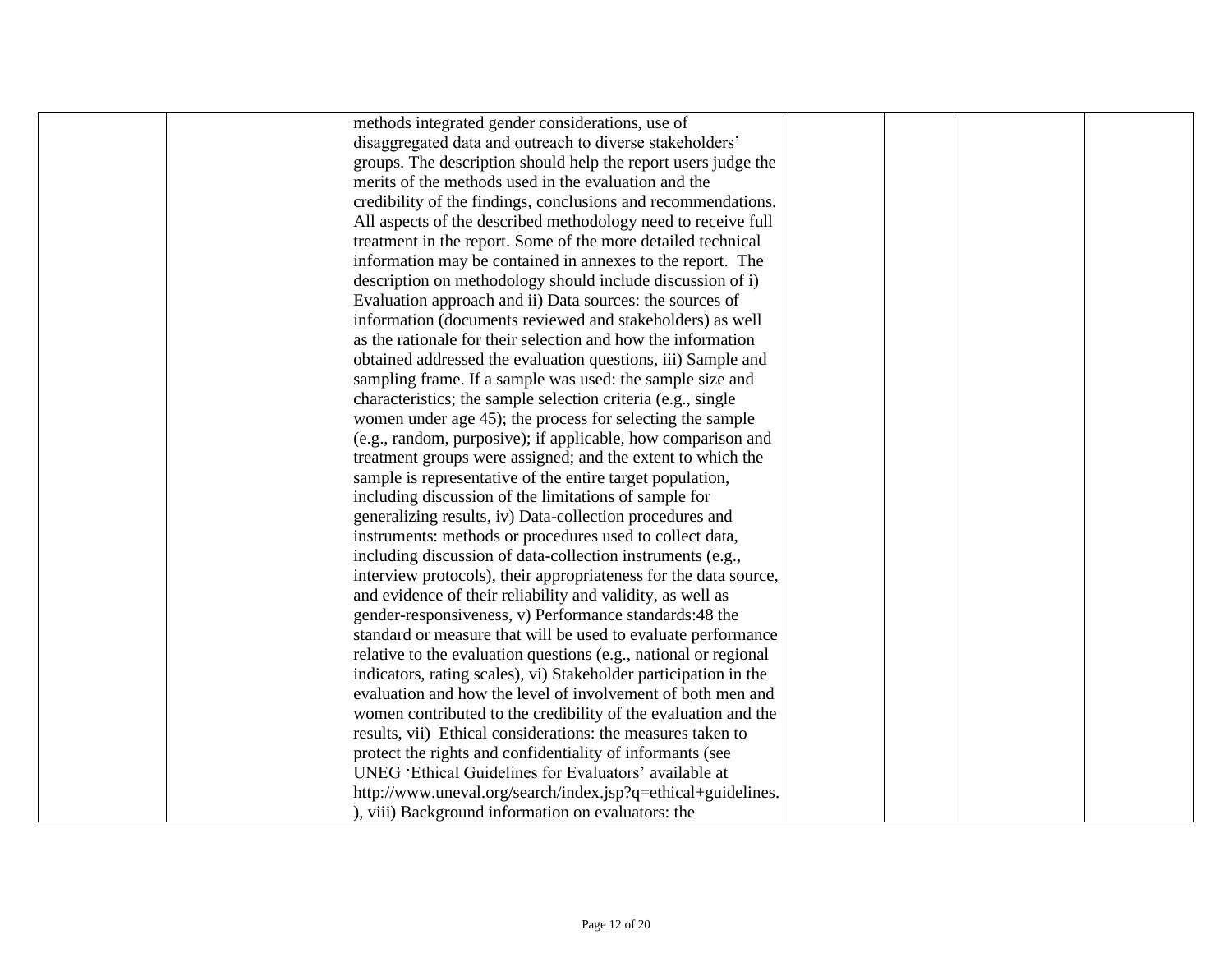| | | | | | |
|---|---|---|---|---|---|
| | methods integrated gender considerations, use of disaggregated data and outreach to diverse stakeholders' groups. The description should help the report users judge the merits of the methods used in the evaluation and the credibility of the findings, conclusions and recommendations. All aspects of the described methodology need to receive full treatment in the report. Some of the more detailed technical information may be contained in annexes to the report. The description on methodology should include discussion of i) Evaluation approach and ii) Data sources: the sources of information (documents reviewed and stakeholders) as well as the rationale for their selection and how the information obtained addressed the evaluation questions, iii) Sample and sampling frame. If a sample was used: the sample size and characteristics; the sample selection criteria (e.g., single women under age 45); the process for selecting the sample (e.g., random, purposive); if applicable, how comparison and treatment groups were assigned; and the extent to which the sample is representative of the entire target population, including discussion of the limitations of sample for generalizing results, iv) Data-collection procedures and instruments: methods or procedures used to collect data, including discussion of data-collection instruments (e.g., interview protocols), their appropriateness for the data source, and evidence of their reliability and validity, as well as gender-responsiveness, v) Performance standards:48 the standard or measure that will be used to evaluate performance relative to the evaluation questions (e.g., national or regional indicators, rating scales), vi) Stakeholder participation in the evaluation and how the level of involvement of both men and women contributed to the credibility of the evaluation and the results, vii) Ethical considerations: the measures taken to protect the rights and confidentiality of informants (see UNEG 'Ethical Guidelines for Evaluators' available at http://www.uneval.org/search/index.jsp?q=ethical+guidelines. ), viii) Background information on evaluators: the | | | | |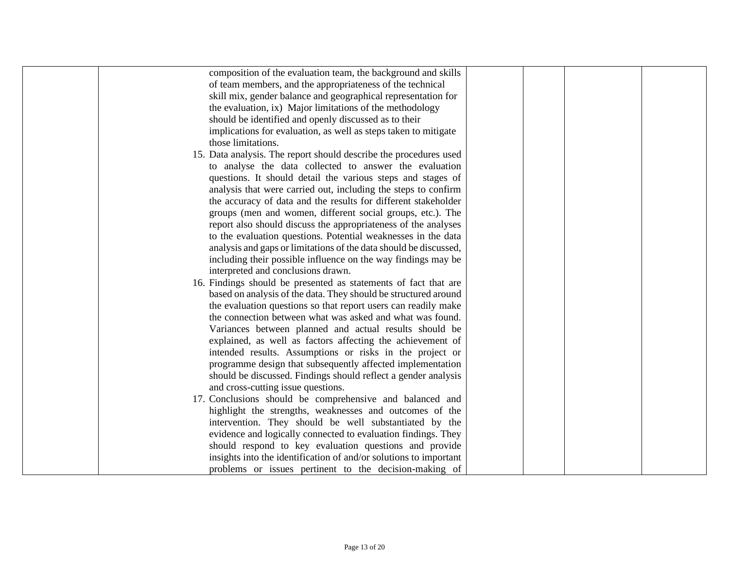| | | | | | |
|---|---|---|---|---|---|
| | composition of the evaluation team, the background and skills of team members, and the appropriateness of the technical skill mix, gender balance and geographical representation for the evaluation, ix) Major limitations of the methodology should be identified and openly discussed as to their implications for evaluation, as well as steps taken to mitigate those limitations.<br>15. Data analysis. The report should describe the procedures used to analyse the data collected to answer the evaluation questions. It should detail the various steps and stages of analysis that were carried out, including the steps to confirm the accuracy of data and the results for different stakeholder groups (men and women, different social groups, etc.). The report also should discuss the appropriateness of the analyses to the evaluation questions. Potential weaknesses in the data analysis and gaps or limitations of the data should be discussed, including their possible influence on the way findings may be interpreted and conclusions drawn.<br>16. Findings should be presented as statements of fact that are based on analysis of the data. They should be structured around the evaluation questions so that report users can readily make the connection between what was asked and what was found. Variances between planned and actual results should be explained, as well as factors affecting the achievement of intended results. Assumptions or risks in the project or programme design that subsequently affected implementation should be discussed. Findings should reflect a gender analysis and cross-cutting issue questions.<br>17. Conclusions should be comprehensive and balanced and highlight the strengths, weaknesses and outcomes of the intervention. They should be well substantiated by the evidence and logically connected to evaluation findings. They should respond to key evaluation questions and provide insights into the identification of and/or solutions to important problems or issues pertinent to the decision-making of | | | | |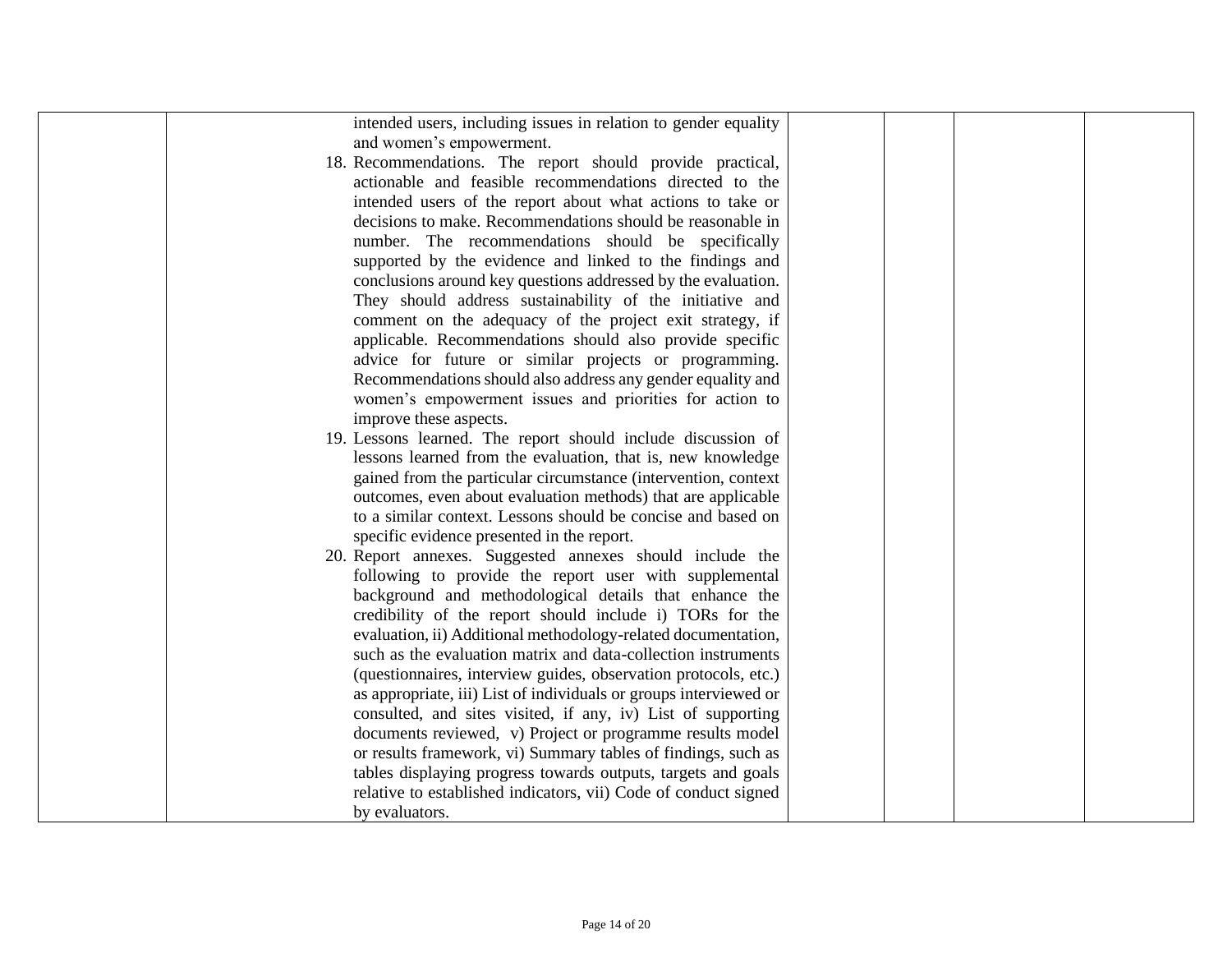| | | | | | |
|---|---|---|---|---|---|
| | | intended users, including issues in relation to gender equality and women's empowerment.<br>18. Recommendations. The report should provide practical, actionable and feasible recommendations directed to the intended users of the report about what actions to take or decisions to make. Recommendations should be reasonable in number. The recommendations should be specifically supported by the evidence and linked to the findings and conclusions around key questions addressed by the evaluation. They should address sustainability of the initiative and comment on the adequacy of the project exit strategy, if applicable. Recommendations should also provide specific advice for future or similar projects or programming. Recommendations should also address any gender equality and women's empowerment issues and priorities for action to improve these aspects.<br>19. Lessons learned. The report should include discussion of lessons learned from the evaluation, that is, new knowledge gained from the particular circumstance (intervention, context outcomes, even about evaluation methods) that are applicable to a similar context. Lessons should be concise and based on specific evidence presented in the report.<br>20. Report annexes. Suggested annexes should include the following to provide the report user with supplemental background and methodological details that enhance the credibility of the report should include i) TORs for the evaluation, ii) Additional methodology-related documentation, such as the evaluation matrix and data-collection instruments (questionnaires, interview guides, observation protocols, etc.) as appropriate, iii) List of individuals or groups interviewed or consulted, and sites visited, if any, iv) List of supporting documents reviewed, v) Project or programme results model or results framework, vi) Summary tables of findings, such as tables displaying progress towards outputs, targets and goals relative to established indicators, vii) Code of conduct signed by evaluators. | | | | |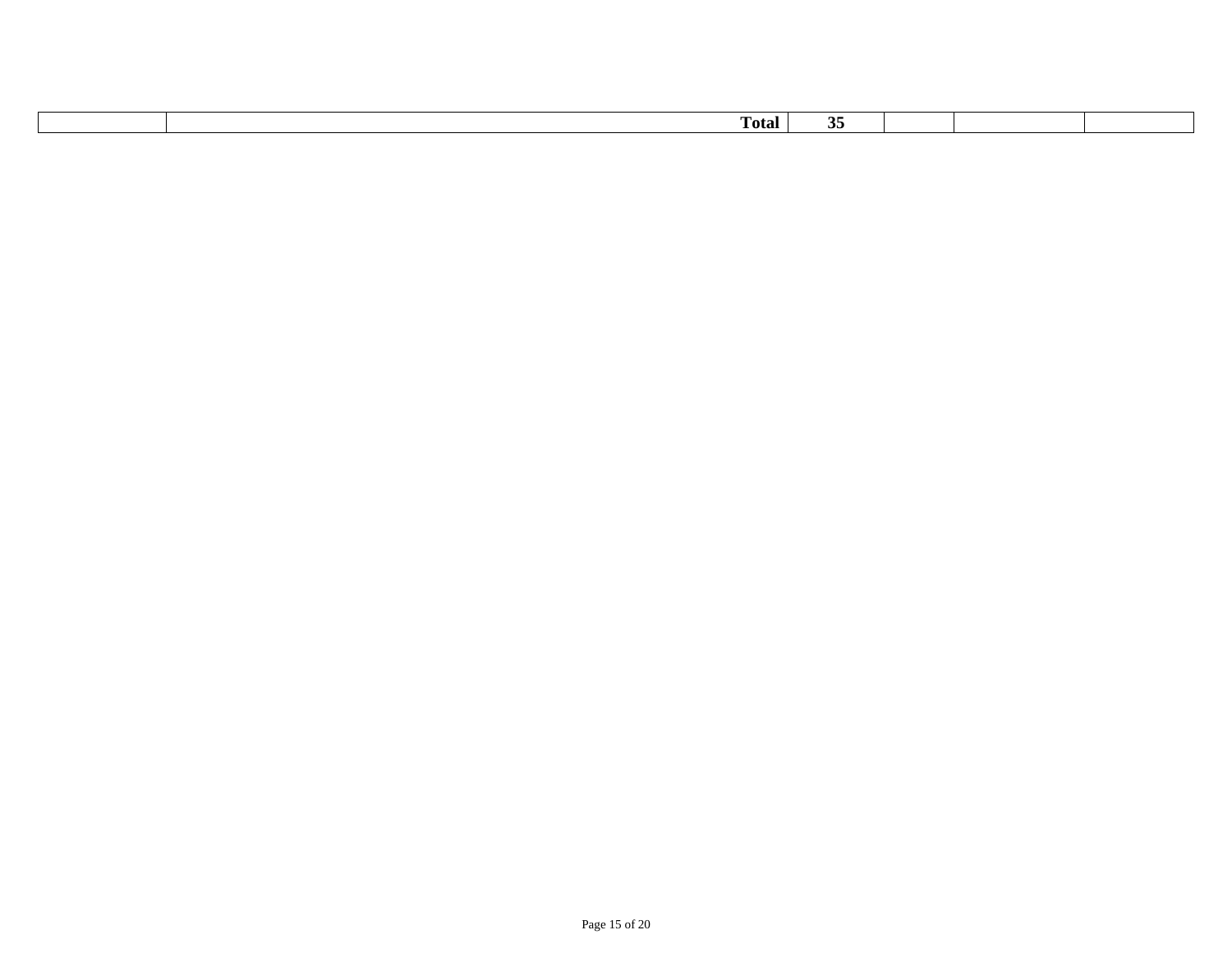| | | | | | |
|---|---|---|---|---|---|
| | **Total** | **35** | | | |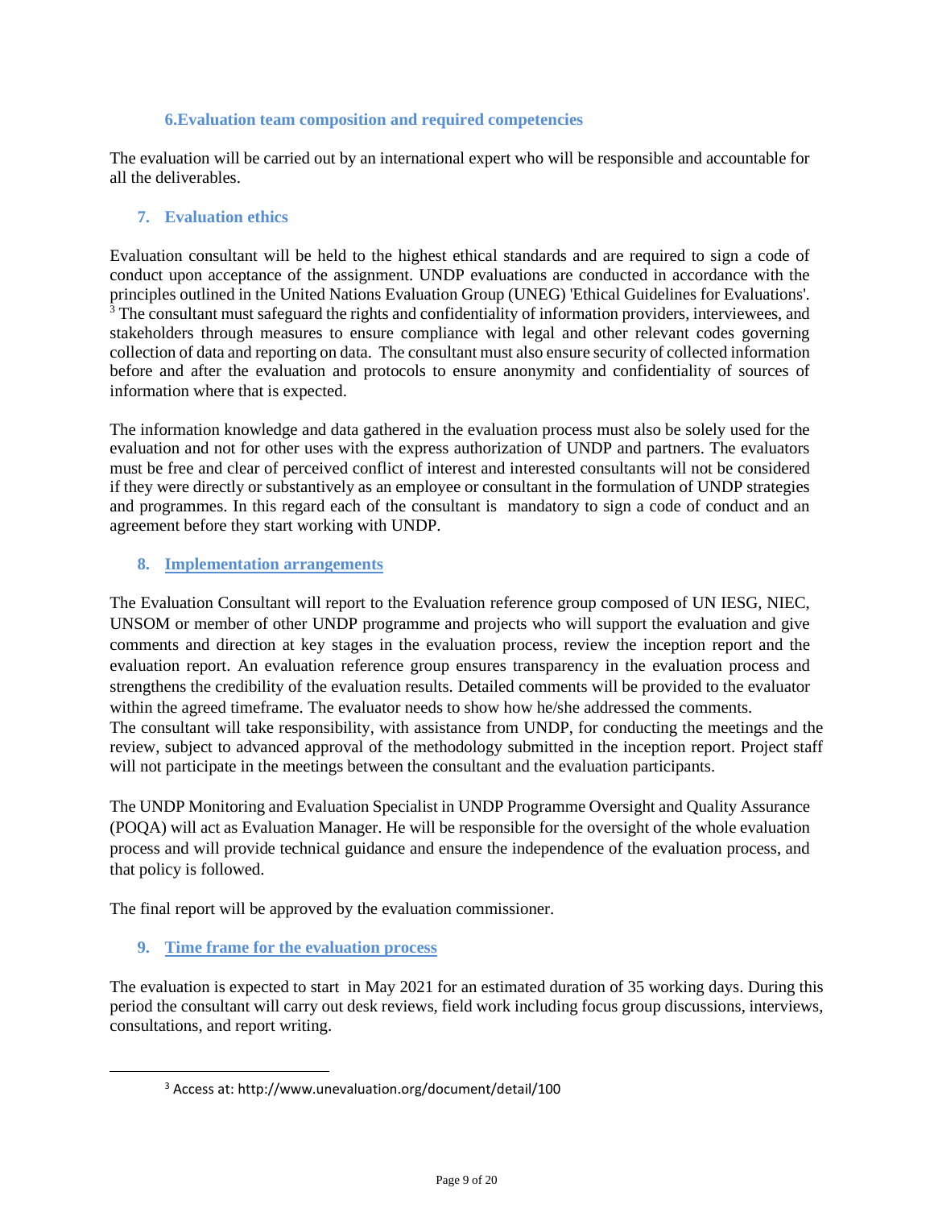### 6.Evaluation team composition and required competencies

The evaluation will be carried out by an international expert who will be responsible and accountable for all the deliverables.

### 7. Evaluation ethics

Evaluation consultant will be held to the highest ethical standards and are required to sign a code of conduct upon acceptance of the assignment. UNDP evaluations are conducted in accordance with the principles outlined in the United Nations Evaluation Group (UNEG) 'Ethical Guidelines for Evaluations'.[3] The consultant must safeguard the rights and confidentiality of information providers, interviewees, and stakeholders through measures to ensure compliance with legal and other relevant codes governing collection of data and reporting on data. The consultant must also ensure security of collected information before and after the evaluation and protocols to ensure anonymity and confidentiality of sources of information where that is expected.

The information knowledge and data gathered in the evaluation process must also be solely used for the evaluation and not for other uses with the express authorization of UNDP and partners. The evaluators must be free and clear of perceived conflict of interest and interested consultants will not be considered if they were directly or substantively as an employee or consultant in the formulation of UNDP strategies and programmes. In this regard each of the consultant is mandatory to sign a code of conduct and an agreement before they start working with UNDP.

### 8. Implementation arrangements

The Evaluation Consultant will report to the Evaluation reference group composed of UN IESG, NIEC, UNSOM or member of other UNDP programme and projects who will support the evaluation and give comments and direction at key stages in the evaluation process, review the inception report and the evaluation report. An evaluation reference group ensures transparency in the evaluation process and strengthens the credibility of the evaluation results. Detailed comments will be provided to the evaluator within the agreed timeframe. The evaluator needs to show how he/she addressed the comments.
The consultant will take responsibility, with assistance from UNDP, for conducting the meetings and the review, subject to advanced approval of the methodology submitted in the inception report. Project staff will not participate in the meetings between the consultant and the evaluation participants.

The UNDP Monitoring and Evaluation Specialist in UNDP Programme Oversight and Quality Assurance (POQA) will act as Evaluation Manager. He will be responsible for the oversight of the whole evaluation process and will provide technical guidance and ensure the independence of the evaluation process, and that policy is followed.

The final report will be approved by the evaluation commissioner.

### 9. Time frame for the evaluation process

The evaluation is expected to start in May 2021 for an estimated duration of 35 working days. During this period the consultant will carry out desk reviews, field work including focus group discussions, interviews, consultations, and report writing.

---

[3] Access at: http://www.unevaluation.org/document/detail/100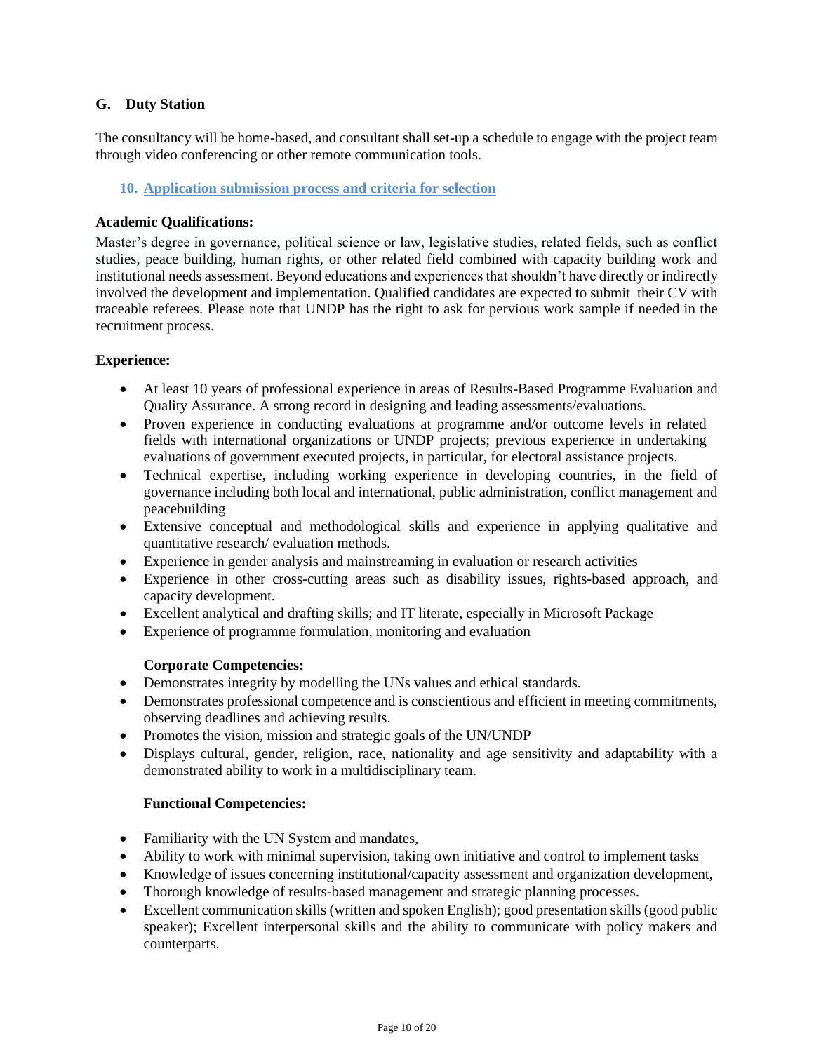### G. Duty Station

The consultancy will be home-based, and consultant shall set-up a schedule to engage with the project team through video conferencing or other remote communication tools.

## 10. Application submission process and criteria for selection

**Academic Qualifications:**

Master's degree in governance, political science or law, legislative studies, related fields, such as conflict studies, peace building, human rights, or other related field combined with capacity building work and institutional needs assessment. Beyond educations and experiences that shouldn't have directly or indirectly involved the development and implementation. Qualified candidates are expected to submit their CV with traceable referees. Please note that UNDP has the right to ask for pervious work sample if needed in the recruitment process.

**Experience:**

- At least 10 years of professional experience in areas of Results-Based Programme Evaluation and Quality Assurance. A strong record in designing and leading assessments/evaluations.
- Proven experience in conducting evaluations at programme and/or outcome levels in related fields with international organizations or UNDP projects; previous experience in undertaking evaluations of government executed projects, in particular, for electoral assistance projects.
- Technical expertise, including working experience in developing countries, in the field of governance including both local and international, public administration, conflict management and peacebuilding
- Extensive conceptual and methodological skills and experience in applying qualitative and quantitative research/ evaluation methods.
- Experience in gender analysis and mainstreaming in evaluation or research activities
- Experience in other cross-cutting areas such as disability issues, rights-based approach, and capacity development.
- Excellent analytical and drafting skills; and IT literate, especially in Microsoft Package
- Experience of programme formulation, monitoring and evaluation

**Corporate Competencies:**

- Demonstrates integrity by modelling the UNs values and ethical standards.
- Demonstrates professional competence and is conscientious and efficient in meeting commitments, observing deadlines and achieving results.
- Promotes the vision, mission and strategic goals of the UN/UNDP
- Displays cultural, gender, religion, race, nationality and age sensitivity and adaptability with a demonstrated ability to work in a multidisciplinary team.

**Functional Competencies:**

- Familiarity with the UN System and mandates,
- Ability to work with minimal supervision, taking own initiative and control to implement tasks
- Knowledge of issues concerning institutional/capacity assessment and organization development,
- Thorough knowledge of results-based management and strategic planning processes.
- Excellent communication skills (written and spoken English); good presentation skills (good public speaker); Excellent interpersonal skills and the ability to communicate with policy makers and counterparts.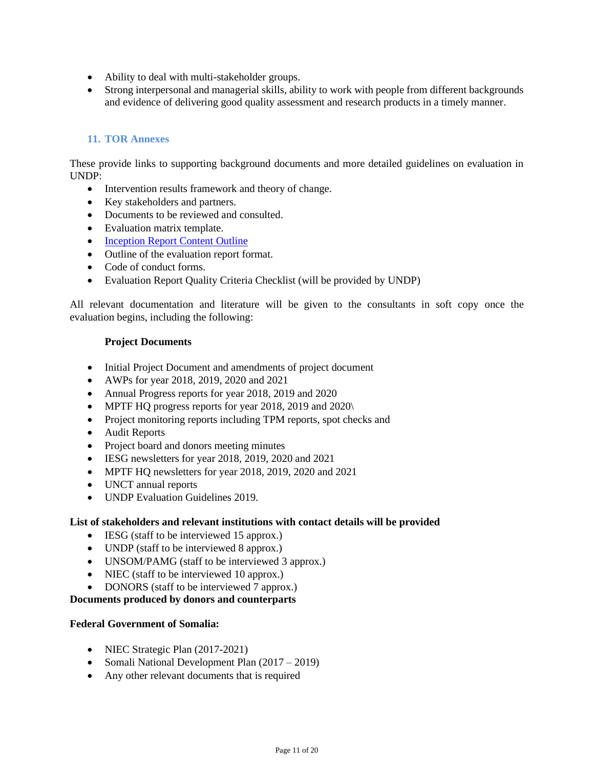- Ability to deal with multi-stakeholder groups.
- Strong interpersonal and managerial skills, ability to work with people from different backgrounds and evidence of delivering good quality assessment and research products in a timely manner.

## 11. TOR Annexes

These provide links to supporting background documents and more detailed guidelines on evaluation in UNDP:

- Intervention results framework and theory of change.
- Key stakeholders and partners.
- Documents to be reviewed and consulted.
- Evaluation matrix template.
- Inception Report Content Outline
- Outline of the evaluation report format.
- Code of conduct forms.
- Evaluation Report Quality Criteria Checklist (will be provided by UNDP)

All relevant documentation and literature will be given to the consultants in soft copy once the evaluation begins, including the following:

**Project Documents**

- Initial Project Document and amendments of project document
- AWPs for year 2018, 2019, 2020 and 2021
- Annual Progress reports for year 2018, 2019 and 2020
- MPTF HQ progress reports for year 2018, 2019 and 2020\
- Project monitoring reports including TPM reports, spot checks and
- Audit Reports
- Project board and donors meeting minutes
- IESG newsletters for year 2018, 2019, 2020 and 2021
- MPTF HQ newsletters for year 2018, 2019, 2020 and 2021
- UNCT annual reports
- UNDP Evaluation Guidelines 2019.

**List of stakeholders and relevant institutions with contact details will be provided**

- IESG (staff to be interviewed 15 approx.)
- UNDP (staff to be interviewed 8 approx.)
- UNSOM/PAMG (staff to be interviewed 3 approx.)
- NIEC (staff to be interviewed 10 approx.)
- DONORS (staff to be interviewed 7 approx.)

**Documents produced by donors and counterparts**

**Federal Government of Somalia:**

- NIEC Strategic Plan (2017-2021)
- Somali National Development Plan (2017 – 2019)
- Any other relevant documents that is required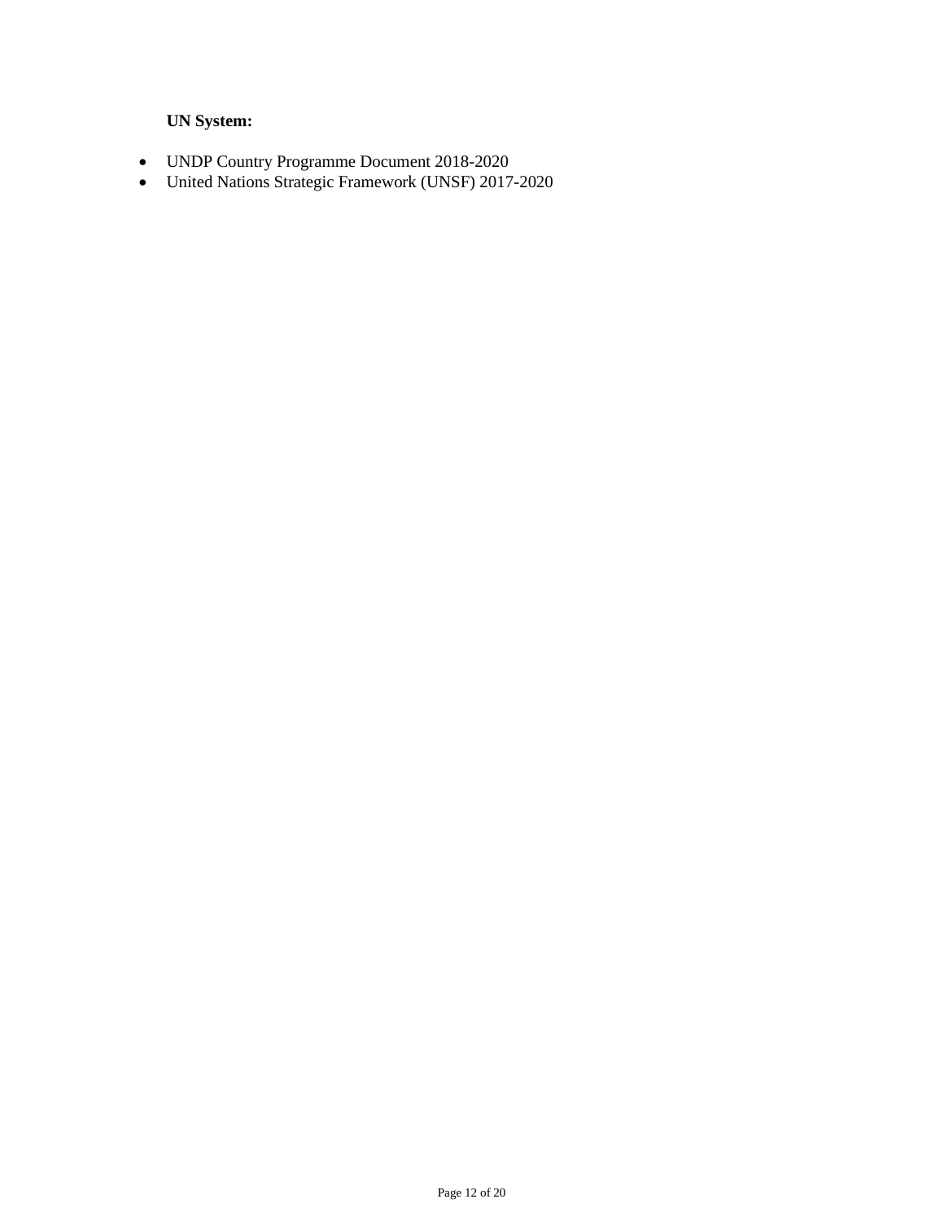**UN System:**

- UNDP Country Programme Document 2018-2020
- United Nations Strategic Framework (UNSF) 2017-2020